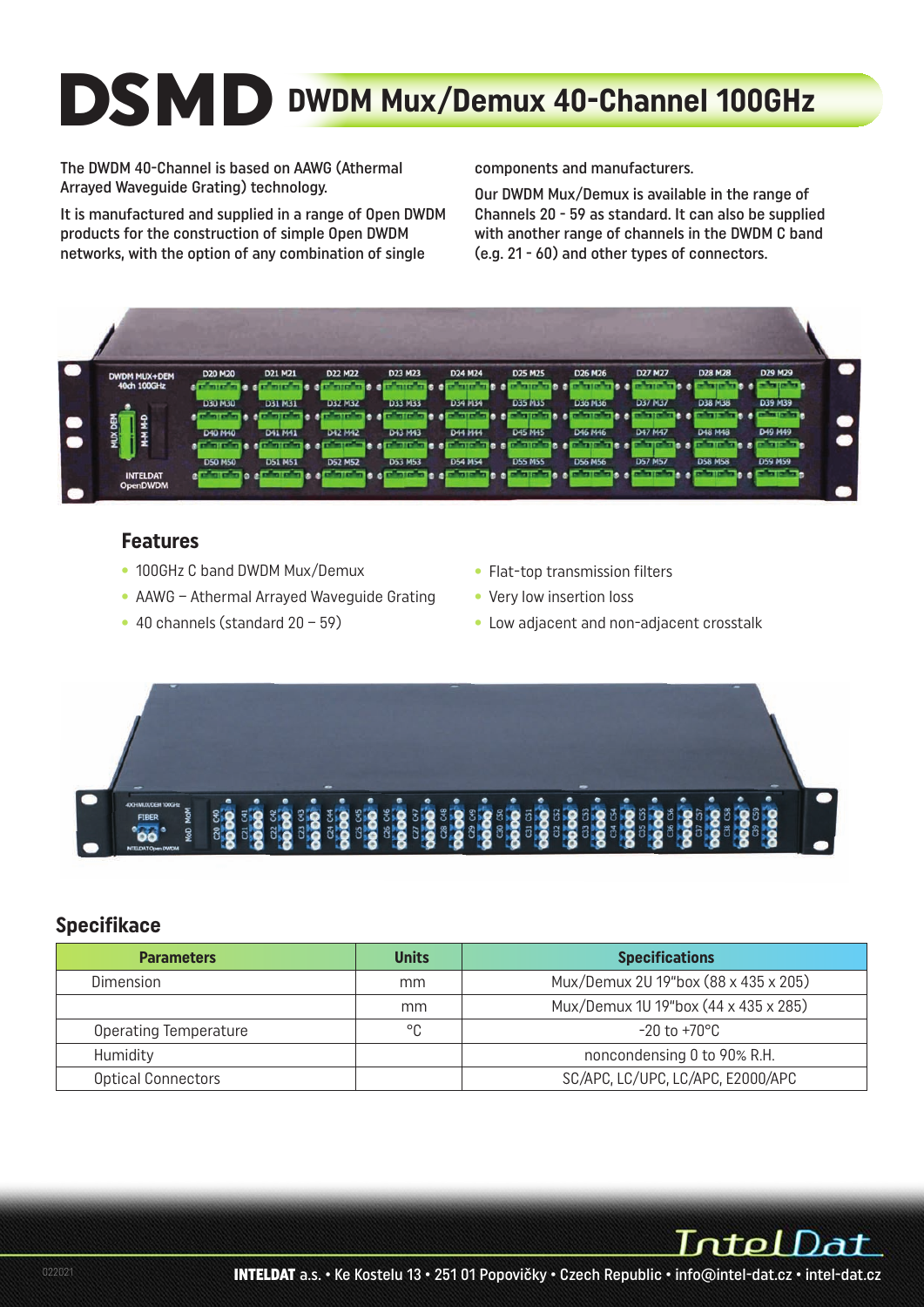# DSMD DWDM Mux/Demux 40-Channel 100GHz

The DWDM 40-Channel is based on AAWG (Athermal Arrayed Waveguide Grating) technology.

It is manufactured and supplied in a range of Open DWDM products for the construction of simple Open DWDM networks, with the option of any combination of single components and manufacturers.

Our DWDM Mux/Demux is available in the range of Channels 20 - 59 as standard. It can also be supplied with another range of channels in the DWDM C band (e.g. 21 - 60) and other types of connectors.

## Features

- 100GHz C band DWDM Mux/Demux
- AAWG – Athermal Arrayed Waveguide Grating
- 40 channels (standard 20 – 59)
- Flat-top transmission filters
- Very low insertion loss
- Low adjacent and non-adjacent crosstalk

## Specifikace

| Parameters | Units | Specifications |
|---|---|---|
| Dimension | mm | Mux/Demux 2U 19"box (88 x 435 x 205) |
| | mm | Mux/Demux 1U 19"box (44 x 435 x 285) |
| Operating Temperature | °C | -20 to +70°C |
| Humidity | | noncondensing 0 to 90% R.H. |
| Optical Connectors | | SC/APC, LC/UPC, LC/APC, E2000/APC |

**INTELDAT** a.s. • Ke Kostelu 13 • 251 01 Popovičky • Czech Republic • info@intel-dat.cz • intel-dat.cz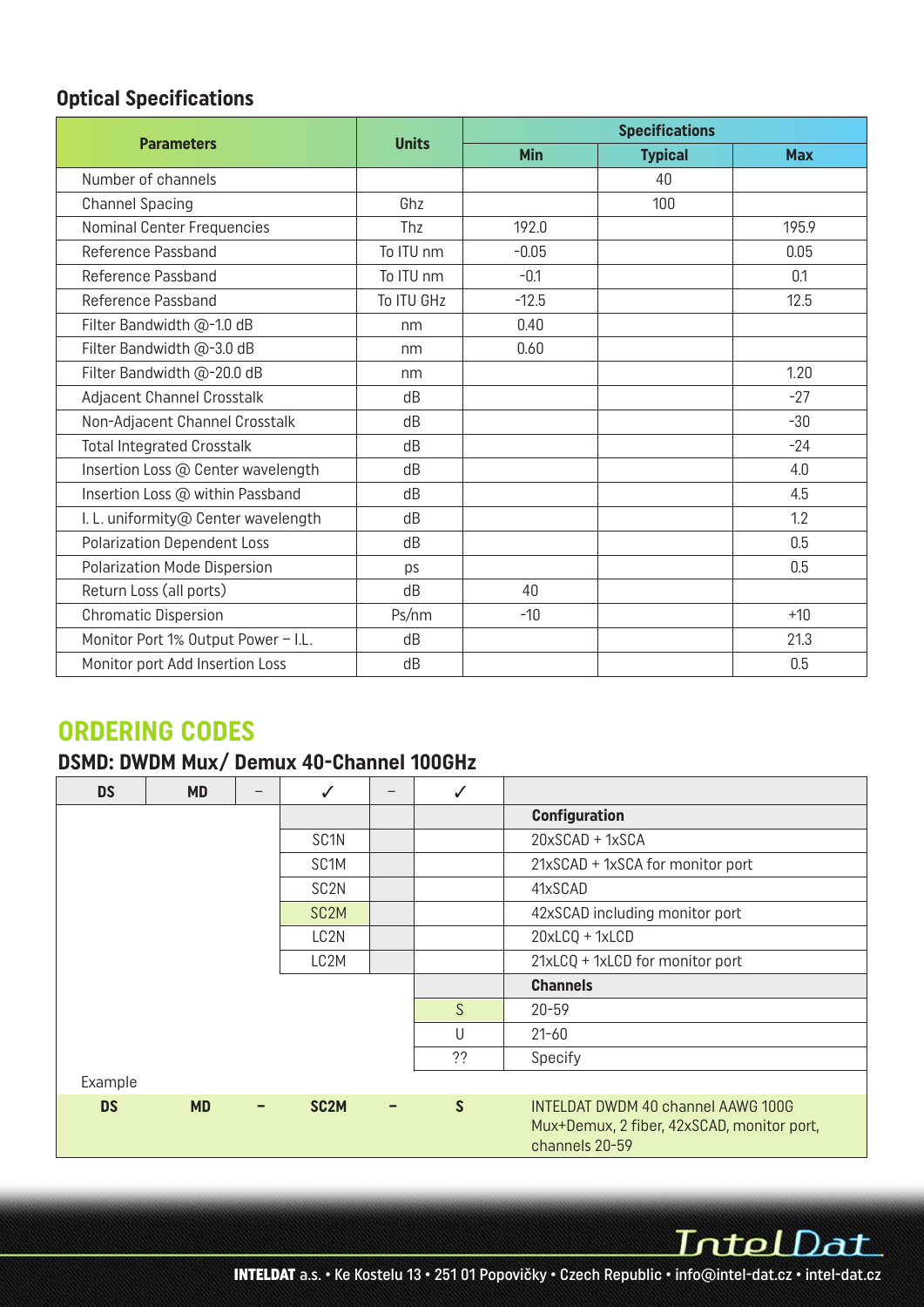## Optical Specifications

| Parameters | Units | Specifications | | |
|---|---|---|---|---|
| | | Min | Typical | Max |
| Number of channels | | | 40 | |
| Channel Spacing | Ghz | | 100 | |
| Nominal Center Frequencies | Thz | 192.0 | | 195.9 |
| Reference Passband | To ITU nm | -0.05 | | 0.05 |
| Reference Passband | To ITU nm | -0.1 | | 0.1 |
| Reference Passband | To ITU GHz | -12.5 | | 12.5 |
| Filter Bandwidth @-1.0 dB | nm | 0.40 | | |
| Filter Bandwidth @-3.0 dB | nm | 0.60 | | |
| Filter Bandwidth @-20.0 dB | nm | | | 1.20 |
| Adjacent Channel Crosstalk | dB | | | -27 |
| Non-Adjacent Channel Crosstalk | dB | | | -30 |
| Total Integrated Crosstalk | dB | | | -24 |
| Insertion Loss @ Center wavelength | dB | | | 4.0 |
| Insertion Loss @ within Passband | dB | | | 4.5 |
| I. L. uniformity@ Center wavelength | dB | | | 1.2 |
| Polarization Dependent Loss | dB | | | 0.5 |
| Polarization Mode Dispersion | ps | | | 0.5 |
| Return Loss (all ports) | dB | 40 | | |
| Chromatic Dispersion | Ps/nm | -10 | | +10 |
| Monitor Port 1% Output Power – I.L. | dB | | | 21.3 |
| Monitor port Add Insertion Loss | dB | | | 0.5 |

## ORDERING CODES

### DSMD: DWDM Mux/ Demux 40-Channel 100GHz

| DS | MD | – | ✓ | – | ✓ | |
|---|---|---|---|---|---|---|
| | | | | | | **Configuration** |
| | | | SC1N | | | 20xSCAD + 1xSCA |
| | | | SC1M | | | 21xSCAD + 1xSCA for monitor port |
| | | | SC2N | | | 41xSCAD |
| | | | SC2M | | | 42xSCAD including monitor port |
| | | | LC2N | | | 20xLCQ + 1xLCD |
| | | | LC2M | | | 21xLCQ + 1xLCD for monitor port |
| | | | | | | **Channels** |
| | | | | | S | 20-59 |
| | | | | | U | 21-60 |
| | | | | | ?? | Specify |
| Example | | | | | | |
| **DS** | **MD** | **–** | **SC2M** | **–** | **S** | INTELDAT DWDM 40 channel AAWG 100G Mux+Demux, 2 fiber, 42xSCAD, monitor port, channels 20-59 |

**INTELDAT** a.s. • Ke Kostelu 13 • 251 01 Popovičky • Czech Republic • info@intel-dat.cz • intel-dat.cz